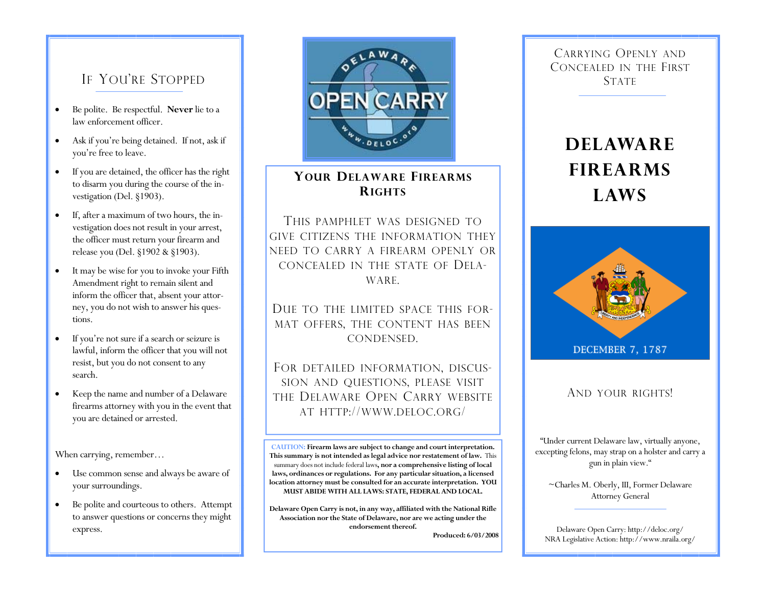## If You're Stopped

- Be polite. Be respectful. **Never** lie to a law enforcement officer.
- Ask if you're being detained. If not, ask if you're free to leave.
- If you are detained, the officer has the right to disarm you during the course of the investigation (Del. §1903).
- If, after a maximum of two hours, the investigation does not result in your arrest, the officer must return your firearm and release you (Del. §1902 & §1903).
- It may be wise for you to invoke your Fifth Amendment right to remain silent and inform the officer that, absent your attorney, you do not wish to answer his questions.
- If you're not sure if a search or seizure is lawful, inform the officer that you will not resist, but you do not consent to any search.
- Keep the name and number of a Delaware firearms attorney with you in the event that you are detained or arrested.

When carrying, remember…

- Use common sense and always be aware of your surroundings.
- Be polite and courteous to others. Attempt to answer questions or concerns they might express.

DELAWARE OPEN CARRY
WWW.DELOC.ORG

## Your Delaware Firearms Rights

THIS PAMPHLET WAS DESIGNED TO GIVE CITIZENS THE INFORMATION THEY NEED TO CARRY A FIREARM OPENLY OR CONCEALED IN THE STATE OF DELAWARE.

DUE TO THE LIMITED SPACE THIS FORMAT OFFERS, THE CONTENT HAS BEEN CONDENSED.

FOR DETAILED INFORMATION, DISCUSSION AND QUESTIONS, PLEASE VISIT THE DELAWARE OPEN CARRY WEBSITE AT HTTP://WWW.DELOC.ORG/

CAUTION: **Firearm laws are subject to change and court interpretation. This summary is not intended as legal advice nor restatement of law.** This summary does not include federal laws**, nor a comprehensive listing of local laws, ordinances or regulations. For any particular situation, a licensed location attorney must be consulted for an accurate interpretation. YOU MUST ABIDE WITH ALL LAWS: STATE, FEDERAL AND LOCAL.**

**Delaware Open Carry is not, in any way, affiliated with the National Rifle Association nor the State of Delaware, nor are we acting under the endorsement thereof.**

**Produced: 6/03/2008**

Carrying Openly and Concealed in the First State

# DELAWARE FIREARMS LAWS

DECEMBER 7, 1787

And your rights!

"Under current Delaware law, virtually anyone, excepting felons, may strap on a holster and carry a gun in plain view."

~Charles M. Oberly, III, Former Delaware Attorney General

Delaware Open Carry: http://deloc.org/
NRA Legislative Action: http://www.nraila.org/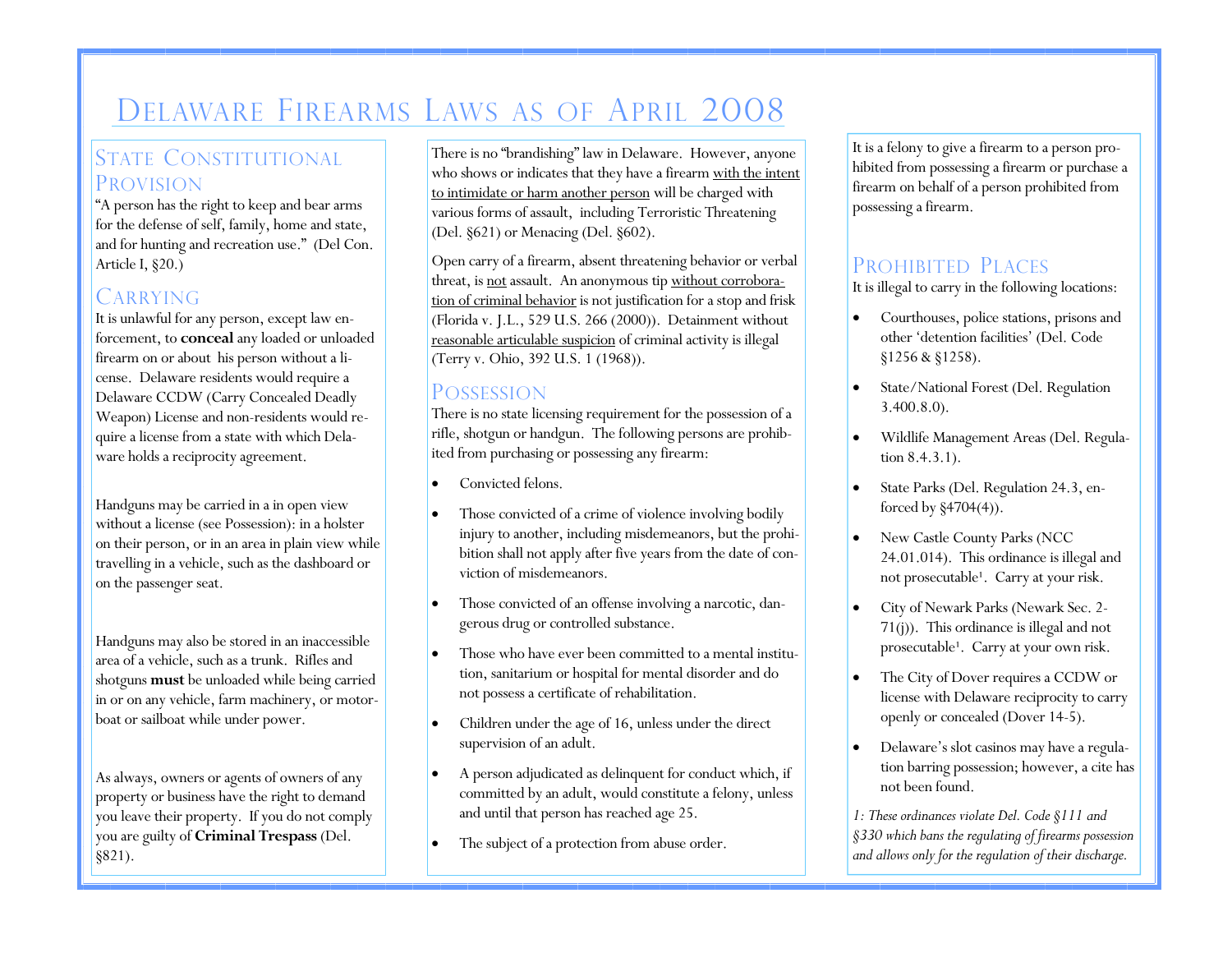# Delaware Firearms Laws as of April 2008

## State Constitutional Provision

"A person has the right to keep and bear arms for the defense of self, family, home and state, and for hunting and recreation use." (Del Con. Article I, §20.)

## Carrying

It is unlawful for any person, except law enforcement, to **conceal** any loaded or unloaded firearm on or about his person without a license. Delaware residents would require a Delaware CCDW (Carry Concealed Deadly Weapon) License and non-residents would require a license from a state with which Delaware holds a reciprocity agreement.

Handguns may be carried in a in open view without a license (see Possession): in a holster on their person, or in an area in plain view while travelling in a vehicle, such as the dashboard or on the passenger seat.

Handguns may also be stored in an inaccessible area of a vehicle, such as a trunk. Rifles and shotguns **must** be unloaded while being carried in or on any vehicle, farm machinery, or motorboat or sailboat while under power.

As always, owners or agents of owners of any property or business have the right to demand you leave their property. If you do not comply you are guilty of **Criminal Trespass** (Del. §821).

There is no "brandishing" law in Delaware. However, anyone who shows or indicates that they have a firearm with the intent to intimidate or harm another person will be charged with various forms of assault, including Terroristic Threatening (Del. §621) or Menacing (Del. §602).

Open carry of a firearm, absent threatening behavior or verbal threat, is not assault. An anonymous tip without corroboration of criminal behavior is not justification for a stop and frisk (Florida v. J.L., 529 U.S. 266 (2000)). Detainment without reasonable articulable suspicion of criminal activity is illegal (Terry v. Ohio, 392 U.S. 1 (1968)).

## Possession

There is no state licensing requirement for the possession of a rifle, shotgun or handgun. The following persons are prohibited from purchasing or possessing any firearm:

- Convicted felons.
- Those convicted of a crime of violence involving bodily injury to another, including misdemeanors, but the prohibition shall not apply after five years from the date of conviction of misdemeanors.
- Those convicted of an offense involving a narcotic, dangerous drug or controlled substance.
- Those who have ever been committed to a mental institution, sanitarium or hospital for mental disorder and do not possess a certificate of rehabilitation.
- Children under the age of 16, unless under the direct supervision of an adult.
- A person adjudicated as delinquent for conduct which, if committed by an adult, would constitute a felony, unless and until that person has reached age 25.
- The subject of a protection from abuse order.

It is a felony to give a firearm to a person prohibited from possessing a firearm or purchase a firearm on behalf of a person prohibited from possessing a firearm.

## Prohibited Places

It is illegal to carry in the following locations:

- Courthouses, police stations, prisons and other 'detention facilities' (Del. Code §1256 & §1258).
- State/National Forest (Del. Regulation 3.400.8.0).
- Wildlife Management Areas (Del. Regulation 8.4.3.1).
- State Parks (Del. Regulation 24.3, enforced by §4704(4)).
- New Castle County Parks (NCC 24.01.014). This ordinance is illegal and not prosecutable[1]. Carry at your risk.
- City of Newark Parks (Newark Sec. 2-71(j)). This ordinance is illegal and not prosecutable[1]. Carry at your own risk.
- The City of Dover requires a CCDW or license with Delaware reciprocity to carry openly or concealed (Dover 14-5).
- Delaware's slot casinos may have a regulation barring possession; however, a cite has not been found.

*1: These ordinances violate Del. Code §111 and §330 which bans the regulating of firearms possession and allows only for the regulation of their discharge.*